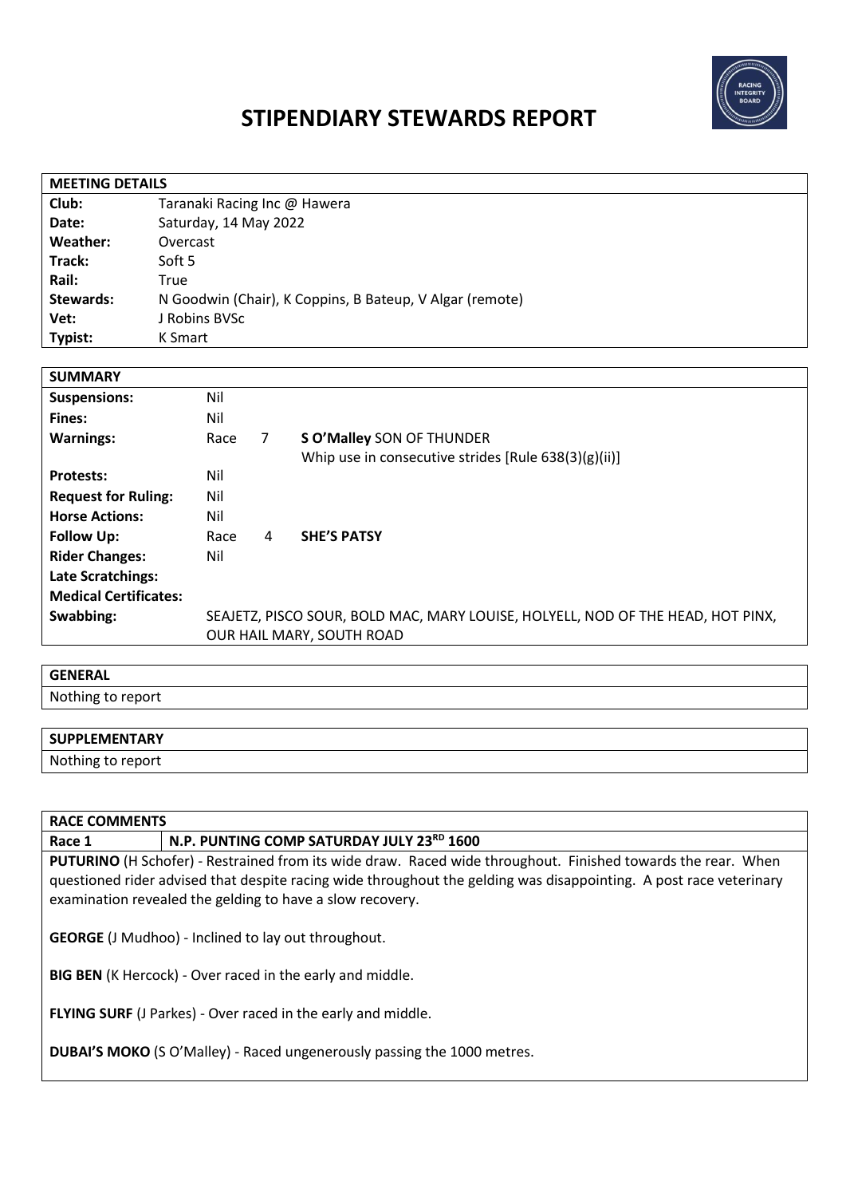# STIPENDIARY STEWARDS REPORT

| MEETING DETAILS | |
|---|---|
| **Club:** | Taranaki Racing Inc @ Hawera |
| **Date:** | Saturday, 14 May 2022 |
| **Weather:** | Overcast |
| **Track:** | Soft 5 |
| **Rail:** | True |
| **Stewards:** | N Goodwin (Chair), K Coppins, B Bateup, V Algar (remote) |
| **Vet:** | J Robins BVSc |
| **Typist:** | K Smart |

| SUMMARY | | | |
|---|---|---|---|
| **Suspensions:** | Nil | | |
| **Fines:** | Nil | | |
| **Warnings:** | Race | 7 | **S O'Malley** SON OF THUNDER<br>Whip use in consecutive strides [Rule 638(3)(g)(ii)] |
| **Protests:** | Nil | | |
| **Request for Ruling:** | Nil | | |
| **Horse Actions:** | Nil | | |
| **Follow Up:** | Race | 4 | **SHE'S PATSY** |
| **Rider Changes:** | Nil | | |
| **Late Scratchings:** | | | |
| **Medical Certificates:** | | | |
| **Swabbing:** | SEAJETZ, PISCO SOUR, BOLD MAC, MARY LOUISE, HOLYELL, NOD OF THE HEAD, HOT PINX, OUR HAIL MARY, SOUTH ROAD | | |

## GENERAL

Nothing to report

## SUPPLEMENTARY

Nothing to report

## RACE COMMENTS

**Race 1** | **N.P. PUNTING COMP SATURDAY JULY 23RD 1600**

**PUTURINO** (H Schofer) - Restrained from its wide draw. Raced wide throughout. Finished towards the rear. When questioned rider advised that despite racing wide throughout the gelding was disappointing. A post race veterinary examination revealed the gelding to have a slow recovery.

**GEORGE** (J Mudhoo) - Inclined to lay out throughout.

**BIG BEN** (K Hercock) - Over raced in the early and middle.

**FLYING SURF** (J Parkes) - Over raced in the early and middle.

**DUBAI'S MOKO** (S O'Malley) - Raced ungenerously passing the 1000 metres.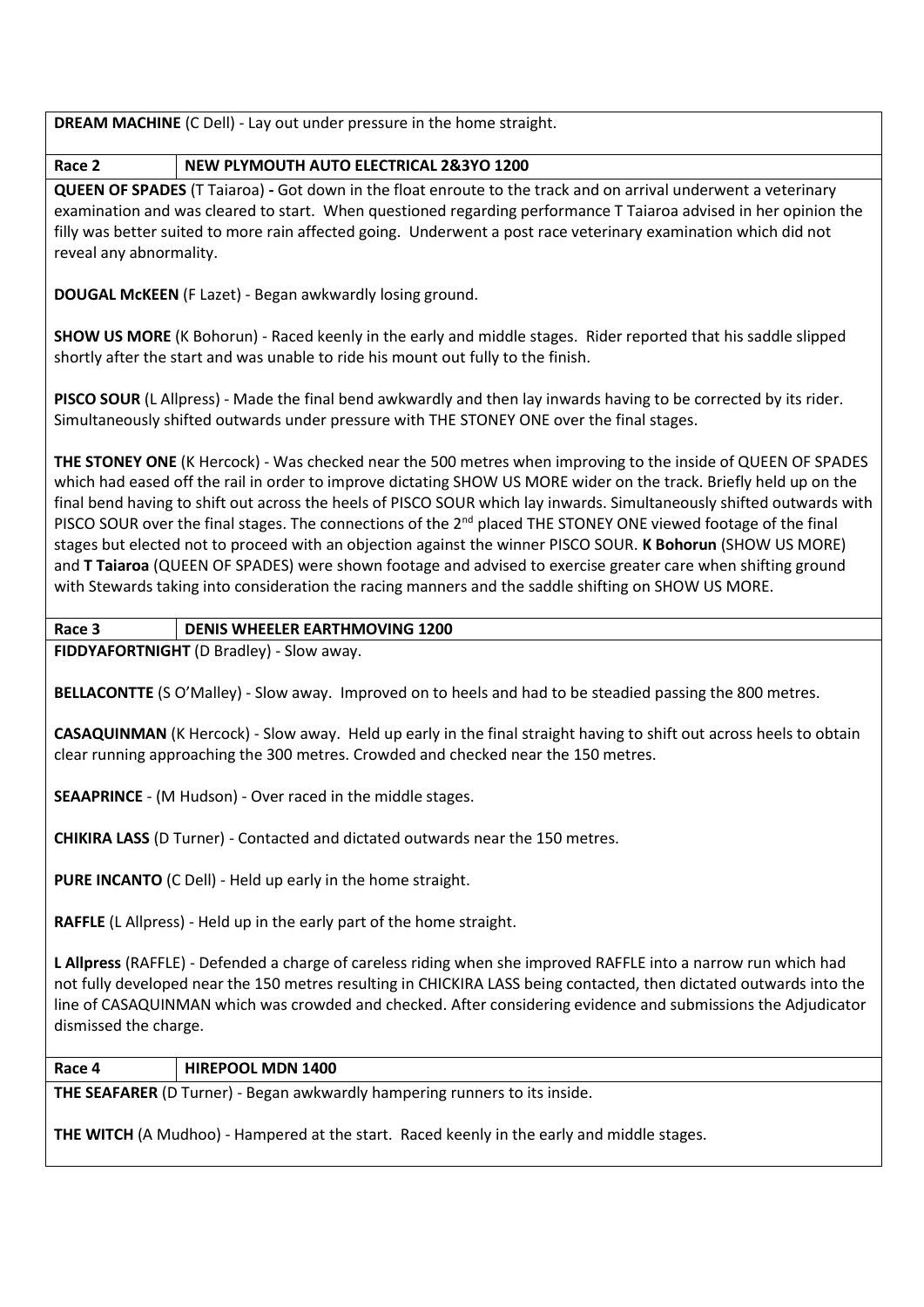**DREAM MACHINE** (C Dell) - Lay out under pressure in the home straight.

| Race 2 | NEW PLYMOUTH AUTO ELECTRICAL 2&3YO 1200 |
|---|---|

**QUEEN OF SPADES** (T Taiaroa) **-** Got down in the float enroute to the track and on arrival underwent a veterinary examination and was cleared to start. When questioned regarding performance T Taiaroa advised in her opinion the filly was better suited to more rain affected going. Underwent a post race veterinary examination which did not reveal any abnormality.

**DOUGAL McKEEN** (F Lazet) - Began awkwardly losing ground.

**SHOW US MORE** (K Bohorun) - Raced keenly in the early and middle stages. Rider reported that his saddle slipped shortly after the start and was unable to ride his mount out fully to the finish.

**PISCO SOUR** (L Allpress) - Made the final bend awkwardly and then lay inwards having to be corrected by its rider. Simultaneously shifted outwards under pressure with THE STONEY ONE over the final stages.

**THE STONEY ONE** (K Hercock) - Was checked near the 500 metres when improving to the inside of QUEEN OF SPADES which had eased off the rail in order to improve dictating SHOW US MORE wider on the track. Briefly held up on the final bend having to shift out across the heels of PISCO SOUR which lay inwards. Simultaneously shifted outwards with PISCO SOUR over the final stages. The connections of the 2nd placed THE STONEY ONE viewed footage of the final stages but elected not to proceed with an objection against the winner PISCO SOUR. **K Bohorun** (SHOW US MORE) and **T Taiaroa** (QUEEN OF SPADES) were shown footage and advised to exercise greater care when shifting ground with Stewards taking into consideration the racing manners and the saddle shifting on SHOW US MORE.

| Race 3 | DENIS WHEELER EARTHMOVING 1200 |
|---|---|

**FIDDYAFORTNIGHT** (D Bradley) - Slow away.

**BELLACONTTE** (S O'Malley) - Slow away. Improved on to heels and had to be steadied passing the 800 metres.

**CASAQUINMAN** (K Hercock) - Slow away. Held up early in the final straight having to shift out across heels to obtain clear running approaching the 300 metres. Crowded and checked near the 150 metres.

**SEAAPRINCE** - (M Hudson) - Over raced in the middle stages.

**CHIKIRA LASS** (D Turner) - Contacted and dictated outwards near the 150 metres.

**PURE INCANTO** (C Dell) - Held up early in the home straight.

**RAFFLE** (L Allpress) - Held up in the early part of the home straight.

**L Allpress** (RAFFLE) - Defended a charge of careless riding when she improved RAFFLE into a narrow run which had not fully developed near the 150 metres resulting in CHICKIRA LASS being contacted, then dictated outwards into the line of CASAQUINMAN which was crowded and checked. After considering evidence and submissions the Adjudicator dismissed the charge.

| Race 4 | HIREPOOL MDN 1400 |
|---|---|

**THE SEAFARER** (D Turner) - Began awkwardly hampering runners to its inside.

**THE WITCH** (A Mudhoo) - Hampered at the start. Raced keenly in the early and middle stages.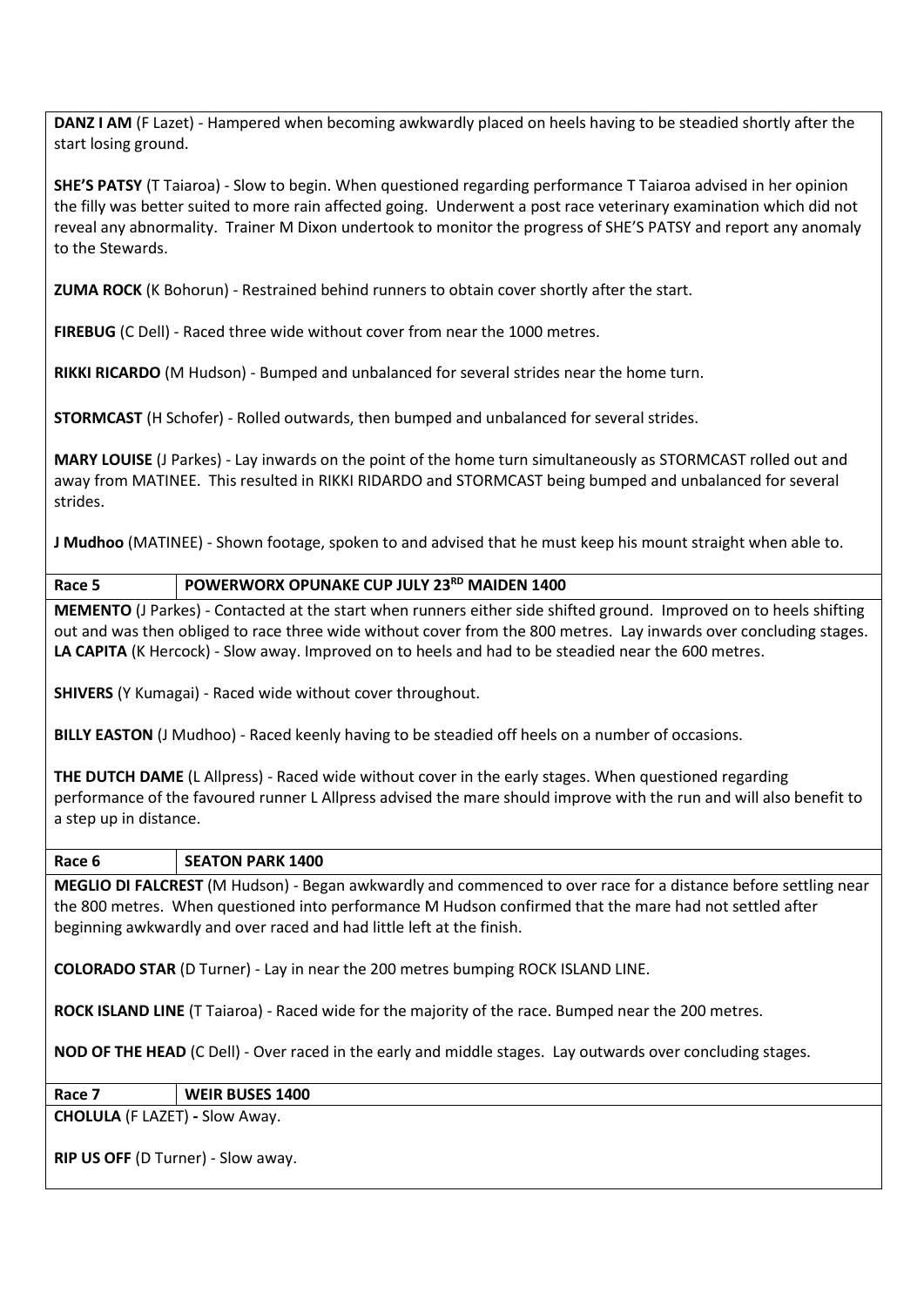**DANZ I AM** (F Lazet) - Hampered when becoming awkwardly placed on heels having to be steadied shortly after the start losing ground.

**SHE'S PATSY** (T Taiaroa) - Slow to begin. When questioned regarding performance T Taiaroa advised in her opinion the filly was better suited to more rain affected going. Underwent a post race veterinary examination which did not reveal any abnormality. Trainer M Dixon undertook to monitor the progress of SHE'S PATSY and report any anomaly to the Stewards.

**ZUMA ROCK** (K Bohorun) - Restrained behind runners to obtain cover shortly after the start.

**FIREBUG** (C Dell) - Raced three wide without cover from near the 1000 metres.

**RIKKI RICARDO** (M Hudson) - Bumped and unbalanced for several strides near the home turn.

**STORMCAST** (H Schofer) - Rolled outwards, then bumped and unbalanced for several strides.

**MARY LOUISE** (J Parkes) - Lay inwards on the point of the home turn simultaneously as STORMCAST rolled out and away from MATINEE. This resulted in RIKKI RIDARDO and STORMCAST being bumped and unbalanced for several strides.

**J Mudhoo** (MATINEE) - Shown footage, spoken to and advised that he must keep his mount straight when able to.

| **Race 5** | **POWERWORX OPUNAKE CUP JULY 23RD MAIDEN 1400** |
|---|---|

**MEMENTO** (J Parkes) - Contacted at the start when runners either side shifted ground. Improved on to heels shifting out and was then obliged to race three wide without cover from the 800 metres. Lay inwards over concluding stages.
**LA CAPITA** (K Hercock) - Slow away. Improved on to heels and had to be steadied near the 600 metres.

**SHIVERS** (Y Kumagai) - Raced wide without cover throughout.

**BILLY EASTON** (J Mudhoo) - Raced keenly having to be steadied off heels on a number of occasions.

**THE DUTCH DAME** (L Allpress) - Raced wide without cover in the early stages. When questioned regarding performance of the favoured runner L Allpress advised the mare should improve with the run and will also benefit to a step up in distance.

| **Race 6** | **SEATON PARK 1400** |
|---|---|

**MEGLIO DI FALCREST** (M Hudson) - Began awkwardly and commenced to over race for a distance before settling near the 800 metres. When questioned into performance M Hudson confirmed that the mare had not settled after beginning awkwardly and over raced and had little left at the finish.

**COLORADO STAR** (D Turner) - Lay in near the 200 metres bumping ROCK ISLAND LINE.

**ROCK ISLAND LINE** (T Taiaroa) - Raced wide for the majority of the race. Bumped near the 200 metres.

**NOD OF THE HEAD** (C Dell) - Over raced in the early and middle stages. Lay outwards over concluding stages.

| **Race 7** | **WEIR BUSES 1400** |
|---|---|

**CHOLULA** (F LAZET) **-** Slow Away.

**RIP US OFF** (D Turner) - Slow away.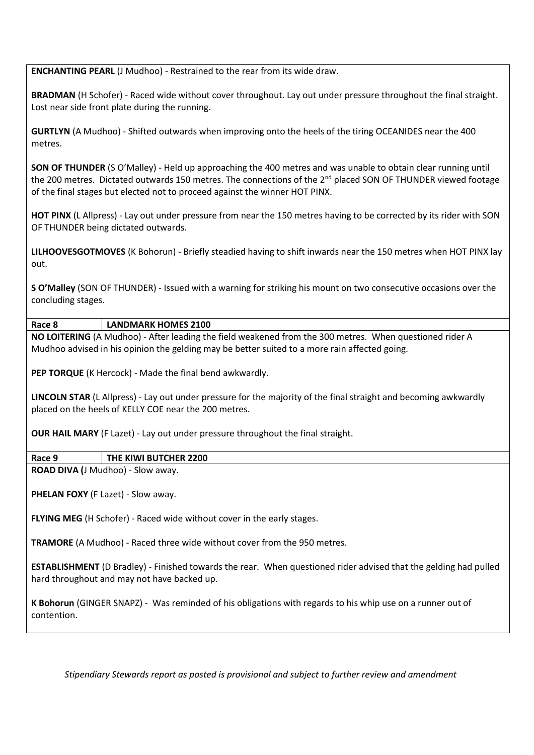**ENCHANTING PEARL** (J Mudhoo) - Restrained to the rear from its wide draw.

**BRADMAN** (H Schofer) - Raced wide without cover throughout. Lay out under pressure throughout the final straight. Lost near side front plate during the running.

**GURTLYN** (A Mudhoo) - Shifted outwards when improving onto the heels of the tiring OCEANIDES near the 400 metres.

**SON OF THUNDER** (S O'Malley) - Held up approaching the 400 metres and was unable to obtain clear running until the 200 metres. Dictated outwards 150 metres. The connections of the 2nd placed SON OF THUNDER viewed footage of the final stages but elected not to proceed against the winner HOT PINX.

**HOT PINX** (L Allpress) - Lay out under pressure from near the 150 metres having to be corrected by its rider with SON OF THUNDER being dictated outwards.

**LILHOOVESGOTMOVES** (K Bohorun) - Briefly steadied having to shift inwards near the 150 metres when HOT PINX lay out.

**S O'Malley** (SON OF THUNDER) - Issued with a warning for striking his mount on two consecutive occasions over the concluding stages.

| Race 8 | LANDMARK HOMES 2100 |
|---|---|

**NO LOITERING** (A Mudhoo) - After leading the field weakened from the 300 metres. When questioned rider A Mudhoo advised in his opinion the gelding may be better suited to a more rain affected going.

**PEP TORQUE** (K Hercock) - Made the final bend awkwardly.

**LINCOLN STAR** (L Allpress) - Lay out under pressure for the majority of the final straight and becoming awkwardly placed on the heels of KELLY COE near the 200 metres.

**OUR HAIL MARY** (F Lazet) - Lay out under pressure throughout the final straight.

| Race 9 | THE KIWI BUTCHER 2200 |
|---|---|

**ROAD DIVA (**J Mudhoo) - Slow away.

**PHELAN FOXY** (F Lazet) - Slow away.

**FLYING MEG** (H Schofer) - Raced wide without cover in the early stages.

**TRAMORE** (A Mudhoo) - Raced three wide without cover from the 950 metres.

**ESTABLISHMENT** (D Bradley) - Finished towards the rear. When questioned rider advised that the gelding had pulled hard throughout and may not have backed up.

**K Bohorun** (GINGER SNAPZ) - Was reminded of his obligations with regards to his whip use on a runner out of contention.

*Stipendiary Stewards report as posted is provisional and subject to further review and amendment*